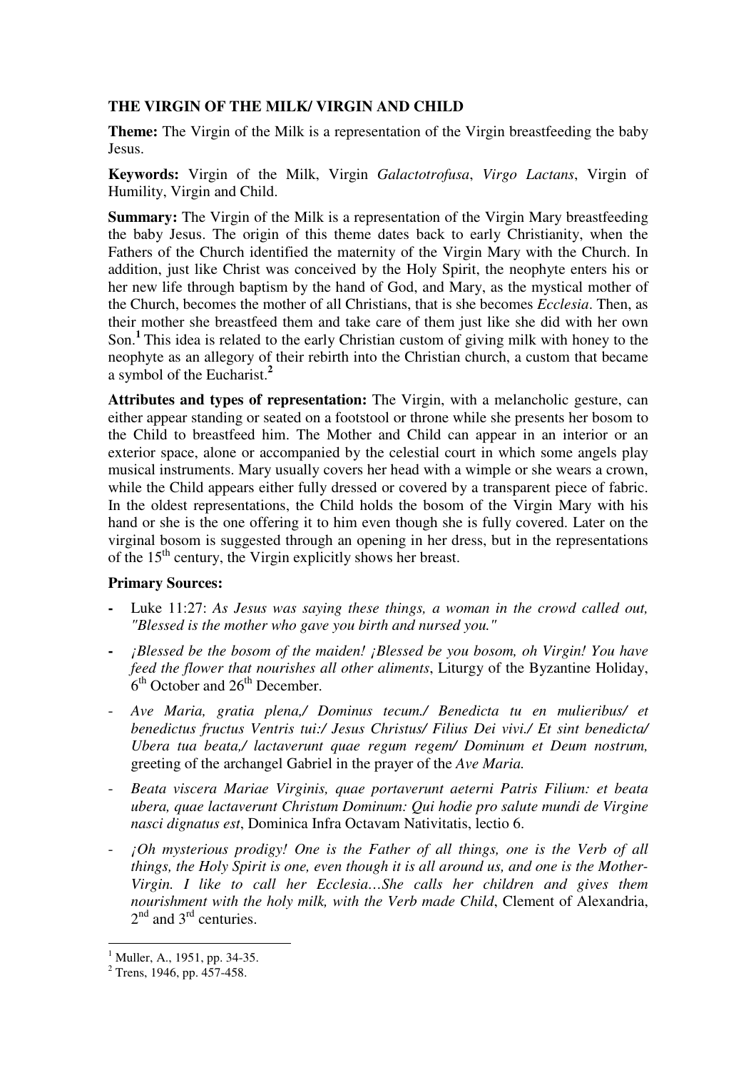# THE VIRGIN OF THE MILK/ VIRGIN AND CHILD

**Theme:** The Virgin of the Milk is a representation of the Virgin breastfeeding the baby Jesus.

**Keywords:** Virgin of the Milk, Virgin *Galactotrofusa*, *Virgo Lactans*, Virgin of Humility, Virgin and Child.

**Summary:** The Virgin of the Milk is a representation of the Virgin Mary breastfeeding the baby Jesus. The origin of this theme dates back to early Christianity, when the Fathers of the Church identified the maternity of the Virgin Mary with the Church. In addition, just like Christ was conceived by the Holy Spirit, the neophyte enters his or her new life through baptism by the hand of God, and Mary, as the mystical mother of the Church, becomes the mother of all Christians, that is she becomes *Ecclesia*. Then, as their mother she breastfeed them and take care of them just like she did with her own Son.[1] This idea is related to the early Christian custom of giving milk with honey to the neophyte as an allegory of their rebirth into the Christian church, a custom that became a symbol of the Eucharist.[2]

**Attributes and types of representation:** The Virgin, with a melancholic gesture, can either appear standing or seated on a footstool or throne while she presents her bosom to the Child to breastfeed him. The Mother and Child can appear in an interior or an exterior space, alone or accompanied by the celestial court in which some angels play musical instruments. Mary usually covers her head with a wimple or she wears a crown, while the Child appears either fully dressed or covered by a transparent piece of fabric. In the oldest representations, the Child holds the bosom of the Virgin Mary with his hand or she is the one offering it to him even though she is fully covered. Later on the virginal bosom is suggested through an opening in her dress, but in the representations of the 15th century, the Virgin explicitly shows her breast.

**Primary Sources:**

- Luke 11:27: *As Jesus was saying these things, a woman in the crowd called out, "Blessed is the mother who gave you birth and nursed you."*
- *¡Blessed be the bosom of the maiden! ¡Blessed be you bosom, oh Virgin! You have feed the flower that nourishes all other aliments*, Liturgy of the Byzantine Holiday, 6th October and 26th December.
- *Ave Maria, gratia plena,/ Dominus tecum./ Benedicta tu en mulieribus/ et benedictus fructus Ventris tui:/ Jesus Christus/ Filius Dei vivi./ Et sint benedicta/ Ubera tua beata,/ lactaverunt quae regum regem/ Dominum et Deum nostrum,* greeting of the archangel Gabriel in the prayer of the *Ave Maria.*
- *Beata viscera Mariae Virginis, quae portaverunt aeterni Patris Filium: et beata ubera, quae lactaverunt Christum Dominum: Qui hodie pro salute mundi de Virgine nasci dignatus est*, Dominica Infra Octavam Nativitatis, lectio 6.
- *¡Oh mysterious prodigy! One is the Father of all things, one is the Verb of all things, the Holy Spirit is one, even though it is all around us, and one is the Mother-Virgin. I like to call her Ecclesia…She calls her children and gives them nourishment with the holy milk, with the Verb made Child*, Clement of Alexandria, 2nd and 3rd centuries.

---

[1] Muller, A., 1951, pp. 34-35.

[2] Trens, 1946, pp. 457-458.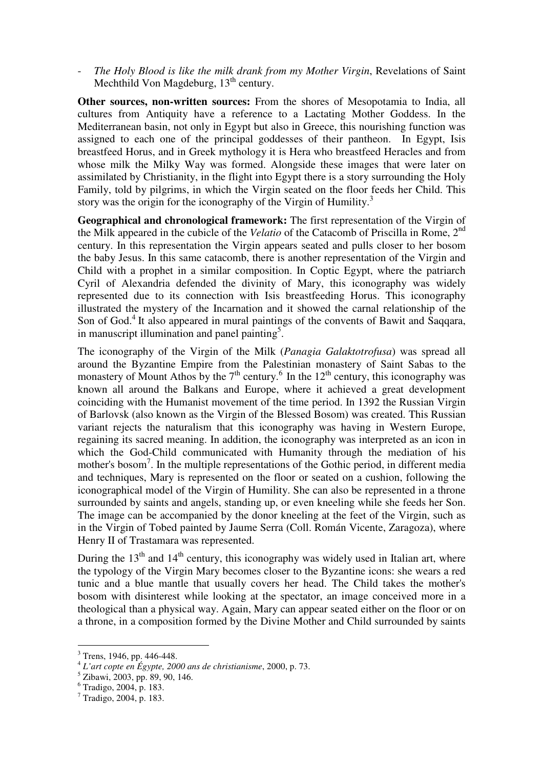- *The Holy Blood is like the milk drank from my Mother Virgin*, Revelations of Saint Mechthild Von Magdeburg, 13th century.

**Other sources, non-written sources:** From the shores of Mesopotamia to India, all cultures from Antiquity have a reference to a Lactating Mother Goddess. In the Mediterranean basin, not only in Egypt but also in Greece, this nourishing function was assigned to each one of the principal goddesses of their pantheon. In Egypt, Isis breastfeed Horus, and in Greek mythology it is Hera who breastfeed Heracles and from whose milk the Milky Way was formed. Alongside these images that were later on assimilated by Christianity, in the flight into Egypt there is a story surrounding the Holy Family, told by pilgrims, in which the Virgin seated on the floor feeds her Child. This story was the origin for the iconography of the Virgin of Humility.[3]

**Geographical and chronological framework:** The first representation of the Virgin of the Milk appeared in the cubicle of the *Velatio* of the Catacomb of Priscilla in Rome, 2nd century. In this representation the Virgin appears seated and pulls closer to her bosom the baby Jesus. In this same catacomb, there is another representation of the Virgin and Child with a prophet in a similar composition. In Coptic Egypt, where the patriarch Cyril of Alexandria defended the divinity of Mary, this iconography was widely represented due to its connection with Isis breastfeeding Horus. This iconography illustrated the mystery of the Incarnation and it showed the carnal relationship of the Son of God.[4] It also appeared in mural paintings of the convents of Bawit and Saqqara, in manuscript illumination and panel painting[5].

The iconography of the Virgin of the Milk (*Panagia Galaktotrofusa*) was spread all around the Byzantine Empire from the Palestinian monastery of Saint Sabas to the monastery of Mount Athos by the 7th century.[6] In the 12th century, this iconography was known all around the Balkans and Europe, where it achieved a great development coinciding with the Humanist movement of the time period. In 1392 the Russian Virgin of Barlovsk (also known as the Virgin of the Blessed Bosom) was created. This Russian variant rejects the naturalism that this iconography was having in Western Europe, regaining its sacred meaning. In addition, the iconography was interpreted as an icon in which the God-Child communicated with Humanity through the mediation of his mother's bosom[7]. In the multiple representations of the Gothic period, in different media and techniques, Mary is represented on the floor or seated on a cushion, following the iconographical model of the Virgin of Humility. She can also be represented in a throne surrounded by saints and angels, standing up, or even kneeling while she feeds her Son. The image can be accompanied by the donor kneeling at the feet of the Virgin, such as in the Virgin of Tobed painted by Jaume Serra (Coll. Román Vicente, Zaragoza), where Henry II of Trastamara was represented.

During the 13th and 14th century, this iconography was widely used in Italian art, where the typology of the Virgin Mary becomes closer to the Byzantine icons: she wears a red tunic and a blue mantle that usually covers her head. The Child takes the mother's bosom with disinterest while looking at the spectator, an image conceived more in a theological than a physical way. Again, Mary can appear seated either on the floor or on a throne, in a composition formed by the Divine Mother and Child surrounded by saints

---

[3] Trens, 1946, pp. 446-448.

[4] *L'art copte en Égypte, 2000 ans de christianisme*, 2000, p. 73.

[5] Zibawi, 2003, pp. 89, 90, 146.

[6] Tradigo, 2004, p. 183.

[7] Tradigo, 2004, p. 183.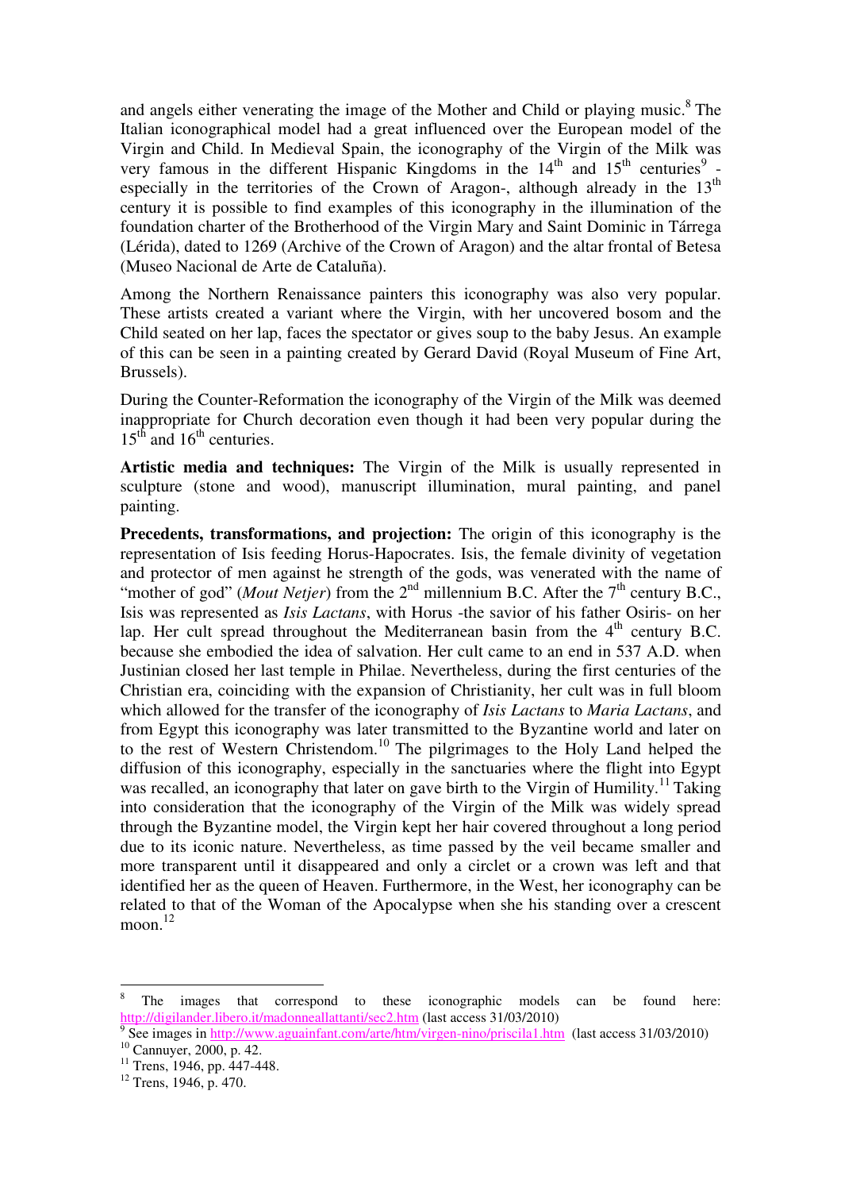and angels either venerating the image of the Mother and Child or playing music.[8] The Italian iconographical model had a great influenced over the European model of the Virgin and Child. In Medieval Spain, the iconography of the Virgin of the Milk was very famous in the different Hispanic Kingdoms in the 14th and 15th centuries[9] -especially in the territories of the Crown of Aragon-, although already in the 13th century it is possible to find examples of this iconography in the illumination of the foundation charter of the Brotherhood of the Virgin Mary and Saint Dominic in Tárrega (Lérida), dated to 1269 (Archive of the Crown of Aragon) and the altar frontal of Betesa (Museo Nacional de Arte de Cataluña).

Among the Northern Renaissance painters this iconography was also very popular. These artists created a variant where the Virgin, with her uncovered bosom and the Child seated on her lap, faces the spectator or gives soup to the baby Jesus. An example of this can be seen in a painting created by Gerard David (Royal Museum of Fine Art, Brussels).

During the Counter-Reformation the iconography of the Virgin of the Milk was deemed inappropriate for Church decoration even though it had been very popular during the 15th and 16th centuries.

**Artistic media and techniques:** The Virgin of the Milk is usually represented in sculpture (stone and wood), manuscript illumination, mural painting, and panel painting.

**Precedents, transformations, and projection:** The origin of this iconography is the representation of Isis feeding Horus-Hapocrates. Isis, the female divinity of vegetation and protector of men against he strength of the gods, was venerated with the name of "mother of god" (*Mout Netjer*) from the 2nd millennium B.C. After the 7th century B.C., Isis was represented as *Isis Lactans*, with Horus -the savior of his father Osiris- on her lap. Her cult spread throughout the Mediterranean basin from the 4th century B.C. because she embodied the idea of salvation. Her cult came to an end in 537 A.D. when Justinian closed her last temple in Philae. Nevertheless, during the first centuries of the Christian era, coinciding with the expansion of Christianity, her cult was in full bloom which allowed for the transfer of the iconography of *Isis Lactans* to *Maria Lactans*, and from Egypt this iconography was later transmitted to the Byzantine world and later on to the rest of Western Christendom.[10] The pilgrimages to the Holy Land helped the diffusion of this iconography, especially in the sanctuaries where the flight into Egypt was recalled, an iconography that later on gave birth to the Virgin of Humility.[11] Taking into consideration that the iconography of the Virgin of the Milk was widely spread through the Byzantine model, the Virgin kept her hair covered throughout a long period due to its iconic nature. Nevertheless, as time passed by the veil became smaller and more transparent until it disappeared and only a circlet or a crown was left and that identified her as the queen of Heaven. Furthermore, in the West, her iconography can be related to that of the Woman of the Apocalypse when she his standing over a crescent moon.[12]

---

[8] The images that correspond to these iconographic models can be found here: http://digilander.libero.it/madonneallattanti/sec2.htm (last access 31/03/2010)

[9] See images in http://www.aguainfant.com/arte/htm/virgen-nino/priscila1.htm (last access 31/03/2010)

[10] Cannuyer, 2000, p. 42.

[11] Trens, 1946, pp. 447-448.

[12] Trens, 1946, p. 470.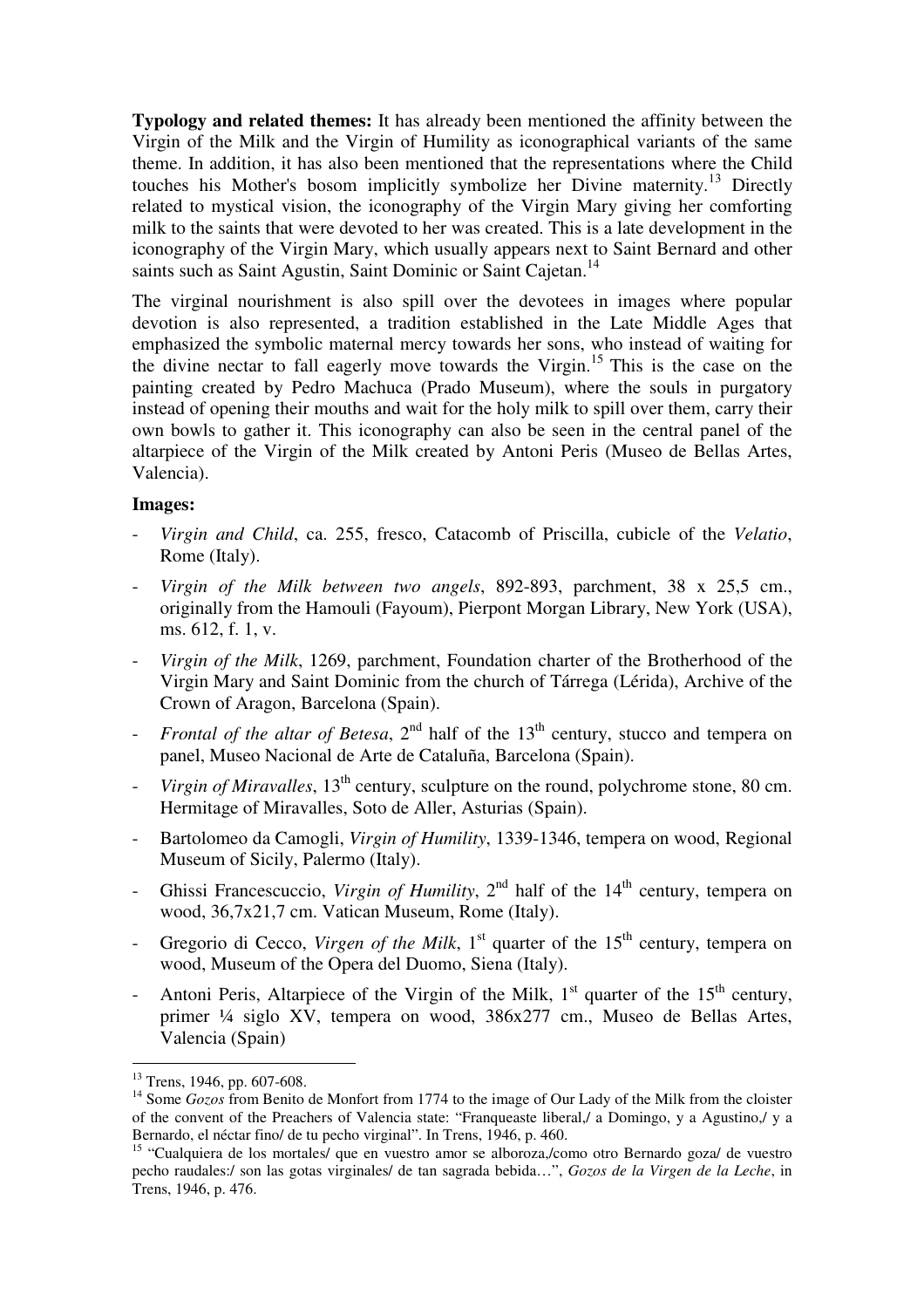**Typology and related themes:** It has already been mentioned the affinity between the Virgin of the Milk and the Virgin of Humility as iconographical variants of the same theme. In addition, it has also been mentioned that the representations where the Child touches his Mother's bosom implicitly symbolize her Divine maternity.[13] Directly related to mystical vision, the iconography of the Virgin Mary giving her comforting milk to the saints that were devoted to her was created. This is a late development in the iconography of the Virgin Mary, which usually appears next to Saint Bernard and other saints such as Saint Agustin, Saint Dominic or Saint Cajetan.[14]

The virginal nourishment is also spill over the devotees in images where popular devotion is also represented, a tradition established in the Late Middle Ages that emphasized the symbolic maternal mercy towards her sons, who instead of waiting for the divine nectar to fall eagerly move towards the Virgin.[15] This is the case on the painting created by Pedro Machuca (Prado Museum), where the souls in purgatory instead of opening their mouths and wait for the holy milk to spill over them, carry their own bowls to gather it. This iconography can also be seen in the central panel of the altarpiece of the Virgin of the Milk created by Antoni Peris (Museo de Bellas Artes, Valencia).

**Images:**

- *Virgin and Child*, ca. 255, fresco, Catacomb of Priscilla, cubicle of the *Velatio*, Rome (Italy).
- *Virgin of the Milk between two angels*, 892-893, parchment, 38 x 25,5 cm., originally from the Hamouli (Fayoum), Pierpont Morgan Library, New York (USA), ms. 612, f. 1, v.
- *Virgin of the Milk*, 1269, parchment, Foundation charter of the Brotherhood of the Virgin Mary and Saint Dominic from the church of Tárrega (Lérida), Archive of the Crown of Aragon, Barcelona (Spain).
- *Frontal of the altar of Betesa*, 2nd half of the 13th century, stucco and tempera on panel, Museo Nacional de Arte de Cataluña, Barcelona (Spain).
- *Virgin of Miravalles*, 13th century, sculpture on the round, polychrome stone, 80 cm. Hermitage of Miravalles, Soto de Aller, Asturias (Spain).
- Bartolomeo da Camogli, *Virgin of Humility*, 1339-1346, tempera on wood, Regional Museum of Sicily, Palermo (Italy).
- Ghissi Francescuccio, *Virgin of Humility*, 2nd half of the 14th century, tempera on wood, 36,7x21,7 cm. Vatican Museum, Rome (Italy).
- Gregorio di Cecco, *Virgen of the Milk*, 1st quarter of the 15th century, tempera on wood, Museum of the Opera del Duomo, Siena (Italy).
- Antoni Peris, Altarpiece of the Virgin of the Milk, 1st quarter of the 15th century, primer ¼ siglo XV, tempera on wood, 386x277 cm., Museo de Bellas Artes, Valencia (Spain)

---

[13] Trens, 1946, pp. 607-608.

[14] Some *Gozos* from Benito de Monfort from 1774 to the image of Our Lady of the Milk from the cloister of the convent of the Preachers of Valencia state: "Franqueaste liberal,/ a Domingo, y a Agustino,/ y a Bernardo, el néctar fino/ de tu pecho virginal". In Trens, 1946, p. 460.

[15] "Cualquiera de los mortales/ que en vuestro amor se alboroza,/como otro Bernardo goza/ de vuestro pecho raudales:/ son las gotas virginales/ de tan sagrada bebida…", *Gozos de la Virgen de la Leche*, in Trens, 1946, p. 476.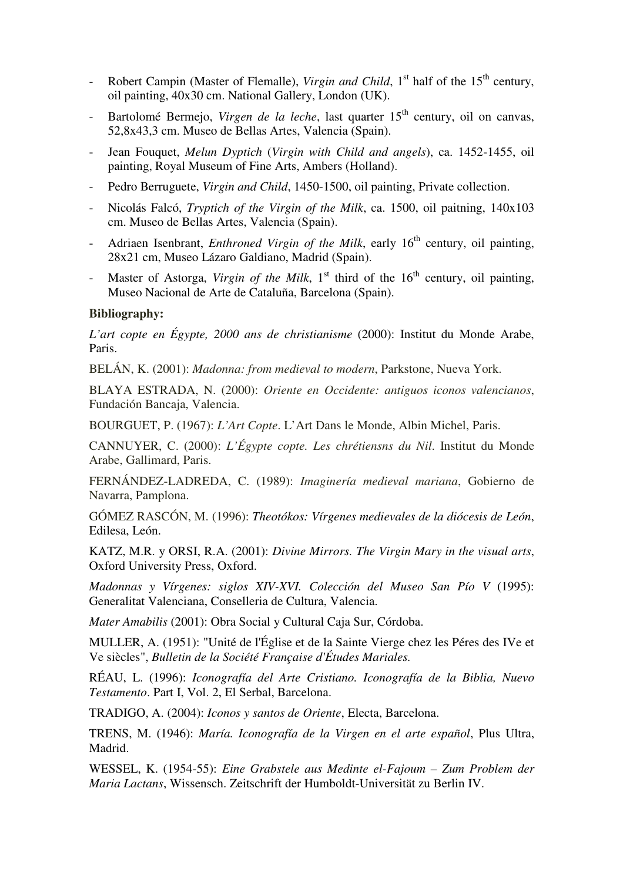- Robert Campin (Master of Flemalle), *Virgin and Child*, 1st half of the 15th century, oil painting, 40x30 cm. National Gallery, London (UK).
- Bartolomé Bermejo, *Virgen de la leche*, last quarter 15th century, oil on canvas, 52,8x43,3 cm. Museo de Bellas Artes, Valencia (Spain).
- Jean Fouquet, *Melun Dyptich* (*Virgin with Child and angels*), ca. 1452-1455, oil painting, Royal Museum of Fine Arts, Ambers (Holland).
- Pedro Berruguete, *Virgin and Child*, 1450-1500, oil painting, Private collection.
- Nicolás Falcó, *Tryptich of the Virgin of the Milk*, ca. 1500, oil paitning, 140x103 cm. Museo de Bellas Artes, Valencia (Spain).
- Adriaen Isenbrant, *Enthroned Virgin of the Milk*, early 16th century, oil painting, 28x21 cm, Museo Lázaro Galdiano, Madrid (Spain).
- Master of Astorga, *Virgin of the Milk*, 1st third of the 16th century, oil painting, Museo Nacional de Arte de Cataluña, Barcelona (Spain).

**Bibliography:**

*L'art copte en Égypte, 2000 ans de christianisme* (2000): Institut du Monde Arabe, Paris.

BELÁN, K. (2001): *Madonna: from medieval to modern*, Parkstone, Nueva York.

BLAYA ESTRADA, N. (2000): *Oriente en Occidente: antiguos iconos valencianos*, Fundación Bancaja, Valencia.

BOURGUET, P. (1967): *L'Art Copte*. L'Art Dans le Monde, Albin Michel, Paris.

CANNUYER, C. (2000): *L'Égypte copte. Les chrétiensns du Nil*. Institut du Monde Arabe, Gallimard, Paris.

FERNÁNDEZ-LADREDA, C. (1989): *Imaginería medieval mariana*, Gobierno de Navarra, Pamplona.

GÓMEZ RASCÓN, M. (1996): *Theotókos: Vírgenes medievales de la diócesis de León*, Edilesa, León.

KATZ, M.R. y ORSI, R.A. (2001): *Divine Mirrors. The Virgin Mary in the visual arts*, Oxford University Press, Oxford.

*Madonnas y Vírgenes: siglos XIV-XVI. Colección del Museo San Pío V* (1995): Generalitat Valenciana, Conselleria de Cultura, Valencia.

*Mater Amabilis* (2001): Obra Social y Cultural Caja Sur, Córdoba.

MULLER, A. (1951): "Unité de l'Église et de la Sainte Vierge chez les Péres des IVe et Ve siècles", *Bulletin de la Société Française d'Études Mariales.*

RÉAU, L. (1996): *Iconografía del Arte Cristiano. Iconografía de la Biblia, Nuevo Testamento*. Part I, Vol. 2, El Serbal, Barcelona.

TRADIGO, A. (2004): *Iconos y santos de Oriente*, Electa, Barcelona.

TRENS, M. (1946): *María. Iconografía de la Virgen en el arte español*, Plus Ultra, Madrid.

WESSEL, K. (1954-55): *Eine Grabstele aus Medinte el-Fajoum – Zum Problem der Maria Lactans*, Wissensch. Zeitschrift der Humboldt-Universität zu Berlin IV.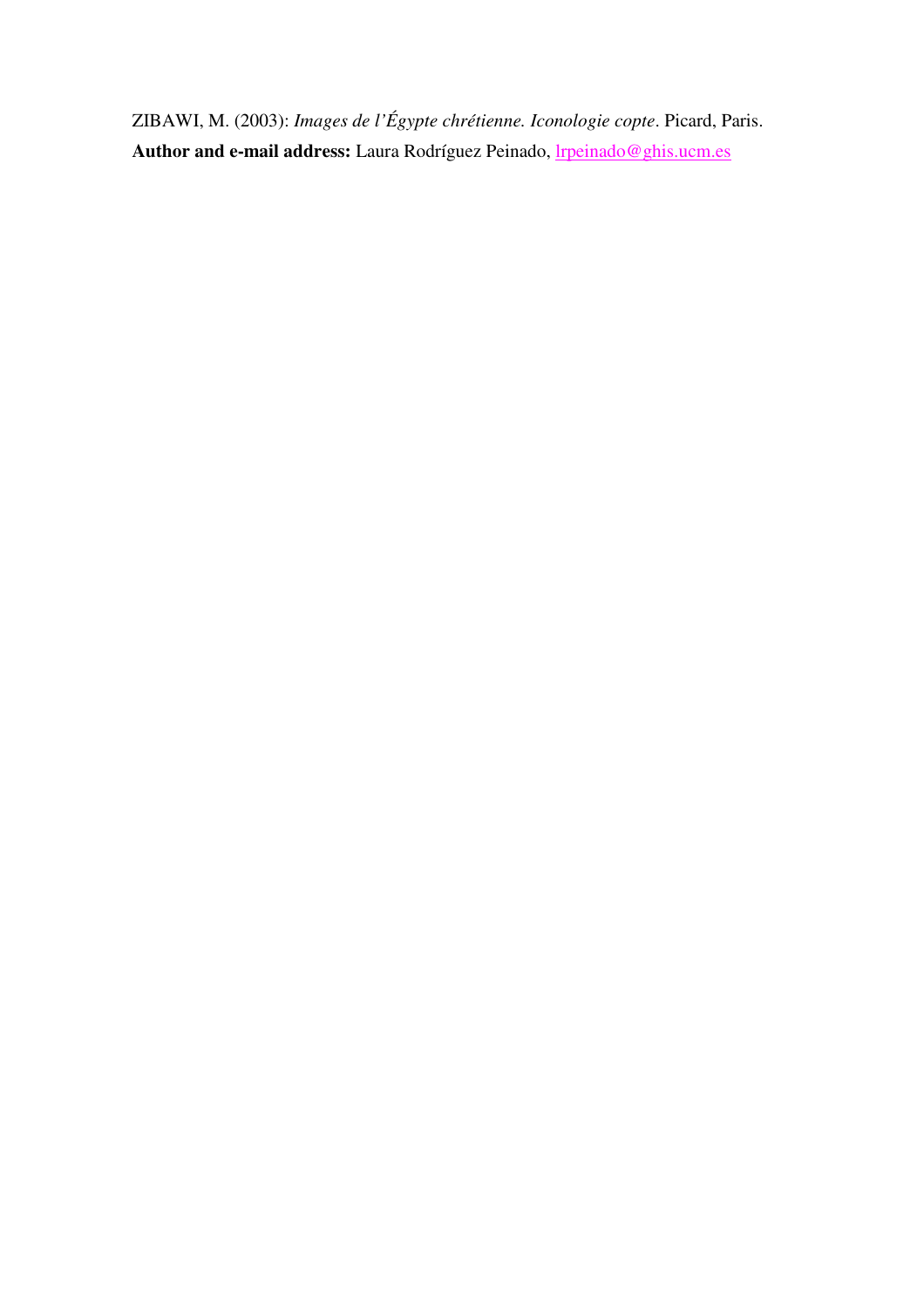ZIBAWI, M. (2003): *Images de l'Égypte chrétienne. Iconologie copte*. Picard, Paris.

**Author and e-mail address:** Laura Rodríguez Peinado, lrpeinado@ghis.ucm.es